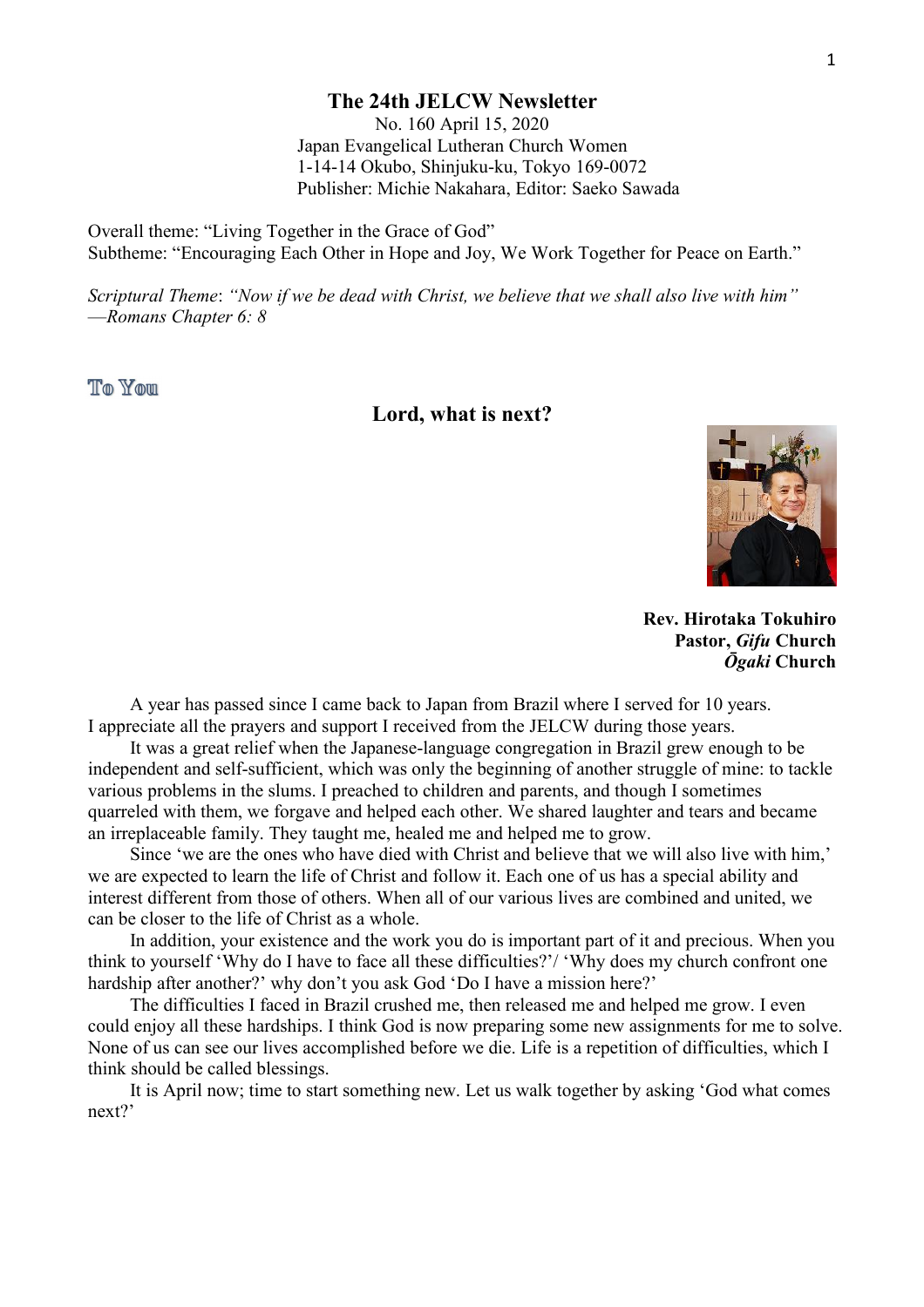# The 24th JELCW Newsletter

No. 160 April 15, 2020
Japan Evangelical Lutheran Church Women
1-14-14 Okubo, Shinjuku-ku, Tokyo 169-0072
Publisher: Michie Nakahara, Editor: Saeko Sawada

Overall theme: "Living Together in the Grace of God"
Subtheme: "Encouraging Each Other in Hope and Joy, We Work Together for Peace on Earth."

*Scriptural Theme*: *"Now if we be dead with Christ, we believe that we shall also live with him" —Romans Chapter 6: 8*

## To You

## Lord, what is next?

**Rev. Hirotaka Tokuhiro**
**Pastor, *Gifu* Church**
***Ōgaki* Church**

A year has passed since I came back to Japan from Brazil where I served for 10 years. I appreciate all the prayers and support I received from the JELCW during those years.

It was a great relief when the Japanese-language congregation in Brazil grew enough to be independent and self-sufficient, which was only the beginning of another struggle of mine: to tackle various problems in the slums. I preached to children and parents, and though I sometimes quarreled with them, we forgave and helped each other. We shared laughter and tears and became an irreplaceable family. They taught me, healed me and helped me to grow.

Since 'we are the ones who have died with Christ and believe that we will also live with him,' we are expected to learn the life of Christ and follow it. Each one of us has a special ability and interest different from those of others. When all of our various lives are combined and united, we can be closer to the life of Christ as a whole.

In addition, your existence and the work you do is important part of it and precious. When you think to yourself 'Why do I have to face all these difficulties?'/ 'Why does my church confront one hardship after another?' why don't you ask God 'Do I have a mission here?'

The difficulties I faced in Brazil crushed me, then released me and helped me grow. I even could enjoy all these hardships. I think God is now preparing some new assignments for me to solve. None of us can see our lives accomplished before we die. Life is a repetition of difficulties, which I think should be called blessings.

It is April now; time to start something new. Let us walk together by asking 'God what comes next?'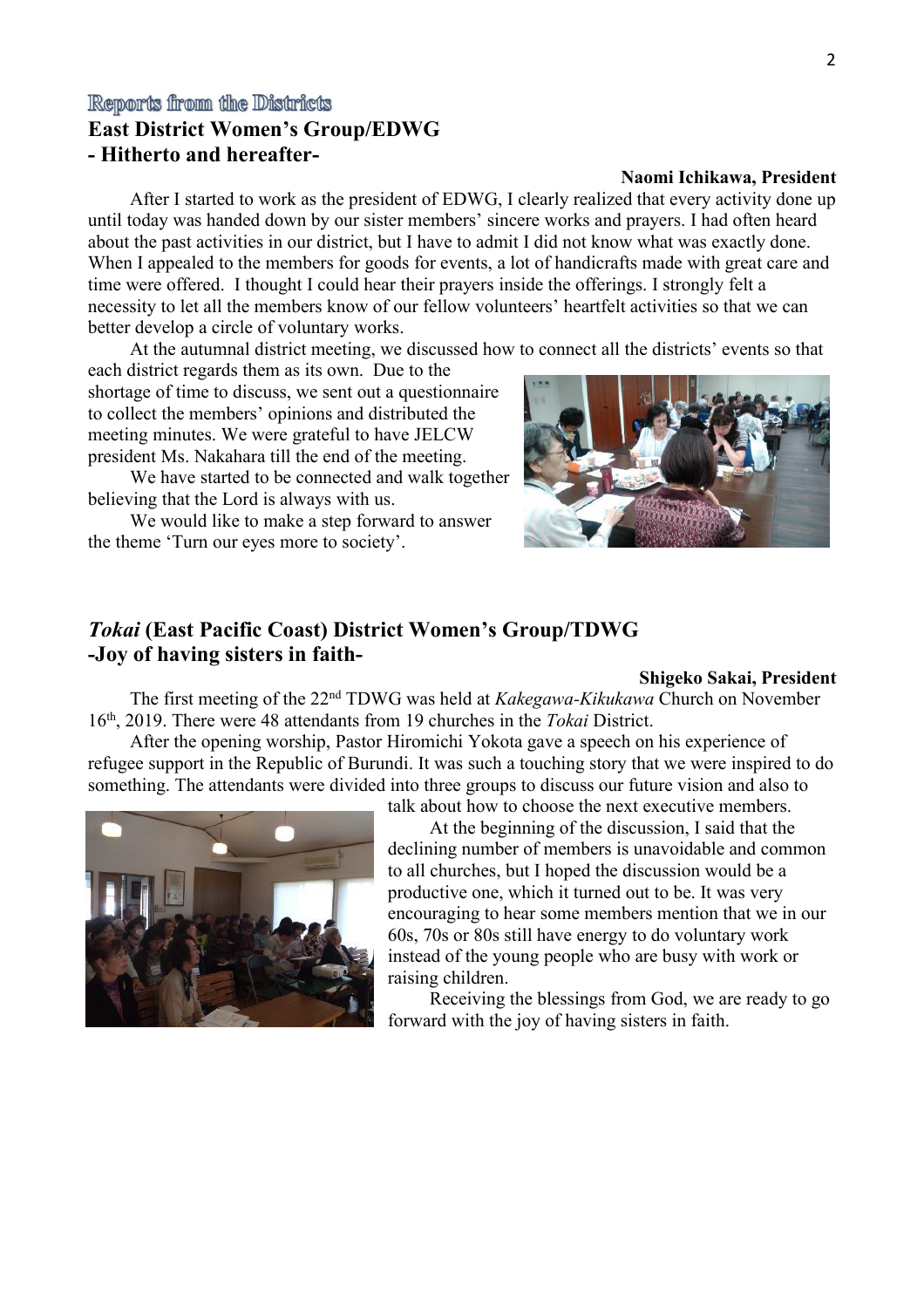## Reports from the Districts

### East District Women's Group/EDWG
### - Hitherto and hereafter-

**Naomi Ichikawa, President**

After I started to work as the president of EDWG, I clearly realized that every activity done up until today was handed down by our sister members' sincere works and prayers. I had often heard about the past activities in our district, but I have to admit I did not know what was exactly done. When I appealed to the members for goods for events, a lot of handicrafts made with great care and time were offered. I thought I could hear their prayers inside the offerings. I strongly felt a necessity to let all the members know of our fellow volunteers' heartfelt activities so that we can better develop a circle of voluntary works.

At the autumnal district meeting, we discussed how to connect all the districts' events so that each district regards them as its own. Due to the shortage of time to discuss, we sent out a questionnaire to collect the members' opinions and distributed the meeting minutes. We were grateful to have JELCW president Ms. Nakahara till the end of the meeting.

We have started to be connected and walk together believing that the Lord is always with us.

We would like to make a step forward to answer the theme 'Turn our eyes more to society'.

### *Tokai* (East Pacific Coast) District Women's Group/TDWG
### -Joy of having sisters in faith-

**Shigeko Sakai, President**

The first meeting of the 22nd TDWG was held at *Kakegawa-Kikukawa* Church on November 16th, 2019. There were 48 attendants from 19 churches in the *Tokai* District.

After the opening worship, Pastor Hiromichi Yokota gave a speech on his experience of refugee support in the Republic of Burundi. It was such a touching story that we were inspired to do something. The attendants were divided into three groups to discuss our future vision and also to talk about how to choose the next executive members.

At the beginning of the discussion, I said that the declining number of members is unavoidable and common to all churches, but I hoped the discussion would be a productive one, which it turned out to be. It was very encouraging to hear some members mention that we in our 60s, 70s or 80s still have energy to do voluntary work instead of the young people who are busy with work or raising children.

Receiving the blessings from God, we are ready to go forward with the joy of having sisters in faith.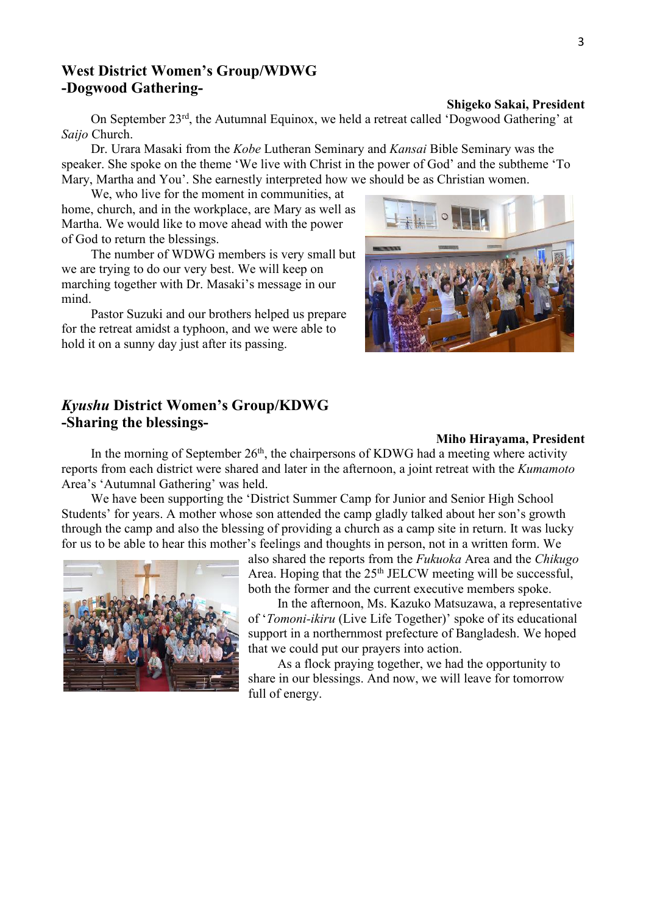## West District Women's Group/WDWG
## -Dogwood Gathering-

**Shigeko Sakai, President**

On September 23rd, the Autumnal Equinox, we held a retreat called 'Dogwood Gathering' at *Saijo* Church.

Dr. Urara Masaki from the *Kobe* Lutheran Seminary and *Kansai* Bible Seminary was the speaker. She spoke on the theme 'We live with Christ in the power of God' and the subtheme 'To Mary, Martha and You'. She earnestly interpreted how we should be as Christian women.

We, who live for the moment in communities, at home, church, and in the workplace, are Mary as well as Martha. We would like to move ahead with the power of God to return the blessings.

The number of WDWG members is very small but we are trying to do our very best. We will keep on marching together with Dr. Masaki's message in our mind.

Pastor Suzuki and our brothers helped us prepare for the retreat amidst a typhoon, and we were able to hold it on a sunny day just after its passing.

## *Kyushu* District Women's Group/KDWG
## -Sharing the blessings-

**Miho Hirayama, President**

In the morning of September 26th, the chairpersons of KDWG had a meeting where activity reports from each district were shared and later in the afternoon, a joint retreat with the *Kumamoto* Area's 'Autumnal Gathering' was held.

We have been supporting the 'District Summer Camp for Junior and Senior High School Students' for years. A mother whose son attended the camp gladly talked about her son's growth through the camp and also the blessing of providing a church as a camp site in return. It was lucky for us to be able to hear this mother's feelings and thoughts in person, not in a written form. We also shared the reports from the *Fukuoka* Area and the *Chikugo* Area. Hoping that the 25th JELCW meeting will be successful, both the former and the current executive members spoke.

In the afternoon, Ms. Kazuko Matsuzawa, a representative of '*Tomoni-ikiru* (Live Life Together)' spoke of its educational support in a northernmost prefecture of Bangladesh. We hoped that we could put our prayers into action.

As a flock praying together, we had the opportunity to share in our blessings. And now, we will leave for tomorrow full of energy.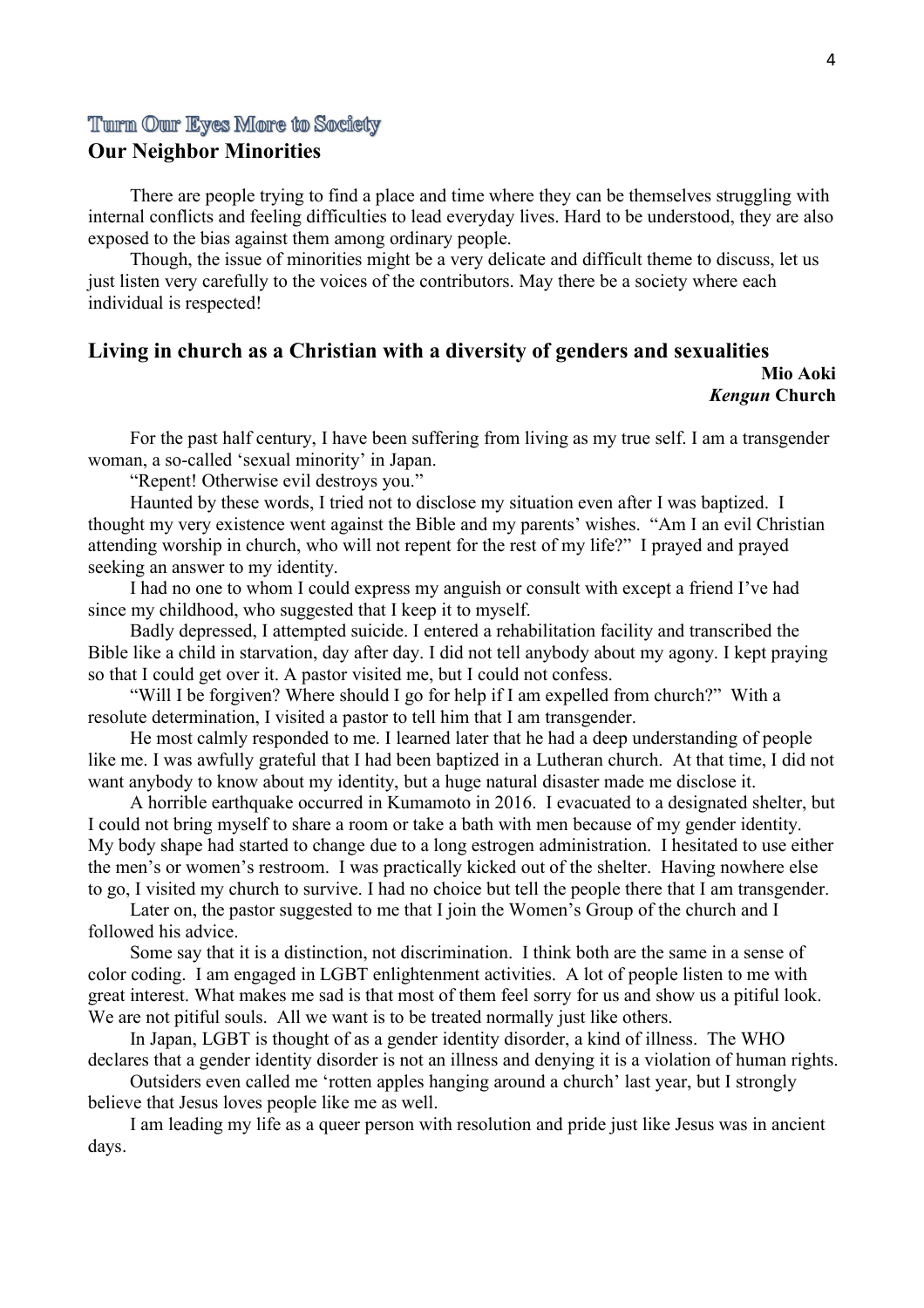## Turn Our Eyes More to Society

## Our Neighbor Minorities

There are people trying to find a place and time where they can be themselves struggling with internal conflicts and feeling difficulties to lead everyday lives. Hard to be understood, they are also exposed to the bias against them among ordinary people.

Though, the issue of minorities might be a very delicate and difficult theme to discuss, let us just listen very carefully to the voices of the contributors. May there be a society where each individual is respected!

### Living in church as a Christian with a diversity of genders and sexualities

**Mio Aoki**
***Kengun* Church**

For the past half century, I have been suffering from living as my true self. I am a transgender woman, a so-called 'sexual minority' in Japan.

"Repent! Otherwise evil destroys you."

Haunted by these words, I tried not to disclose my situation even after I was baptized. I thought my very existence went against the Bible and my parents' wishes. "Am I an evil Christian attending worship in church, who will not repent for the rest of my life?" I prayed and prayed seeking an answer to my identity.

I had no one to whom I could express my anguish or consult with except a friend I've had since my childhood, who suggested that I keep it to myself.

Badly depressed, I attempted suicide. I entered a rehabilitation facility and transcribed the Bible like a child in starvation, day after day. I did not tell anybody about my agony. I kept praying so that I could get over it. A pastor visited me, but I could not confess.

"Will I be forgiven? Where should I go for help if I am expelled from church?" With a resolute determination, I visited a pastor to tell him that I am transgender.

He most calmly responded to me. I learned later that he had a deep understanding of people like me. I was awfully grateful that I had been baptized in a Lutheran church. At that time, I did not want anybody to know about my identity, but a huge natural disaster made me disclose it.

A horrible earthquake occurred in Kumamoto in 2016. I evacuated to a designated shelter, but I could not bring myself to share a room or take a bath with men because of my gender identity. My body shape had started to change due to a long estrogen administration. I hesitated to use either the men's or women's restroom. I was practically kicked out of the shelter. Having nowhere else to go, I visited my church to survive. I had no choice but tell the people there that I am transgender.

Later on, the pastor suggested to me that I join the Women's Group of the church and I followed his advice.

Some say that it is a distinction, not discrimination. I think both are the same in a sense of color coding. I am engaged in LGBT enlightenment activities. A lot of people listen to me with great interest. What makes me sad is that most of them feel sorry for us and show us a pitiful look. We are not pitiful souls. All we want is to be treated normally just like others.

In Japan, LGBT is thought of as a gender identity disorder, a kind of illness. The WHO declares that a gender identity disorder is not an illness and denying it is a violation of human rights.

Outsiders even called me 'rotten apples hanging around a church' last year, but I strongly believe that Jesus loves people like me as well.

I am leading my life as a queer person with resolution and pride just like Jesus was in ancient days.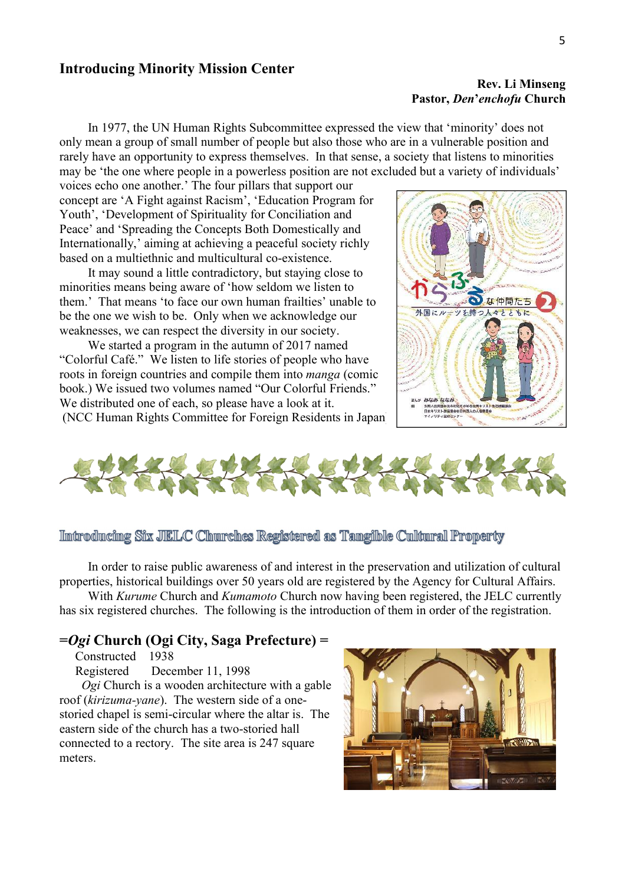## Introducing Minority Mission Center

**Rev. Li Minseng**
**Pastor, *Den'enchofu* Church**

In 1977, the UN Human Rights Subcommittee expressed the view that 'minority' does not only mean a group of small number of people but also those who are in a vulnerable position and rarely have an opportunity to express themselves. In that sense, a society that listens to minorities may be 'the one where people in a powerless position are not excluded but a variety of individuals' voices echo one another.' The four pillars that support our concept are 'A Fight against Racism', 'Education Program for Youth', 'Development of Spirituality for Conciliation and Peace' and 'Spreading the Concepts Both Domestically and Internationally,' aiming at achieving a peaceful society richly based on a multiethnic and multicultural co-existence.

It may sound a little contradictory, but staying close to minorities means being aware of 'how seldom we listen to them.' That means 'to face our own human frailties' unable to be the one we wish to be. Only when we acknowledge our weaknesses, we can respect the diversity in our society.

We started a program in the autumn of 2017 named "Colorful Café." We listen to life stories of people who have roots in foreign countries and compile them into *manga* (comic book.) We issued two volumes named "Our Colorful Friends." We distributed one of each, so please have a look at it.

(NCC Human Rights Committee for Foreign Residents in Japan)

## Introducing Six JELC Churches Registered as Tangible Cultural Property

In order to raise public awareness of and interest in the preservation and utilization of cultural properties, historical buildings over 50 years old are registered by the Agency for Cultural Affairs.

With *Kurume* Church and *Kumamoto* Church now having been registered, the JELC currently has six registered churches. The following is the introduction of them in order of the registration.

### =*Ogi* Church (Ogi City, Saga Prefecture) =

Constructed 1938
Registered December 11, 1998

*Ogi* Church is a wooden architecture with a gable roof (*kirizuma-yane*). The western side of a one-storied chapel is semi-circular where the altar is. The eastern side of the church has a two-storied hall connected to a rectory. The site area is 247 square meters.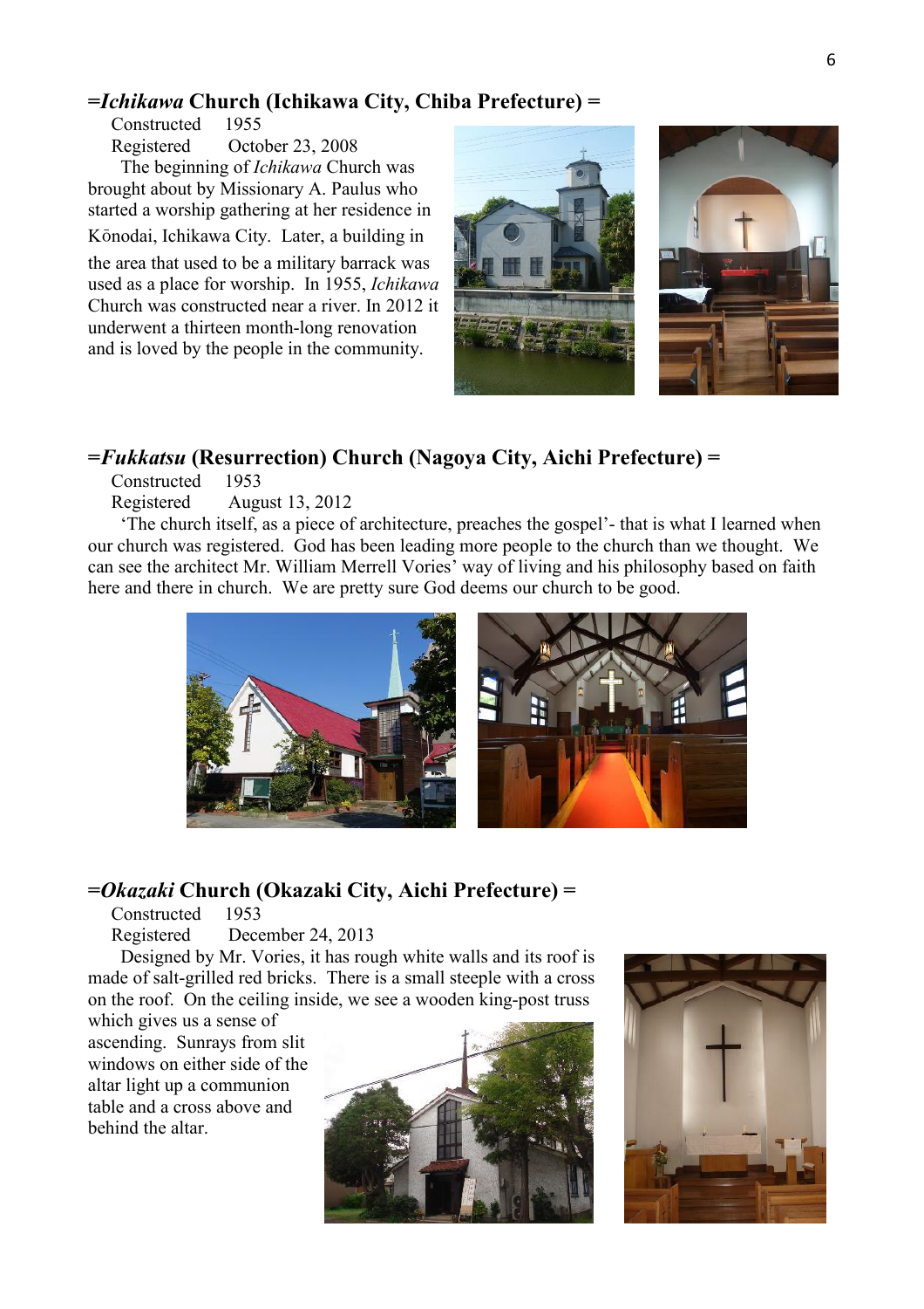## =*Ichikawa* Church (Ichikawa City, Chiba Prefecture) =

Constructed 1955

Registered October 23, 2008

The beginning of *Ichikawa* Church was brought about by Missionary A. Paulus who started a worship gathering at her residence in Kōnodai, Ichikawa City. Later, a building in the area that used to be a military barrack was used as a place for worship. In 1955, *Ichikawa* Church was constructed near a river. In 2012 it underwent a thirteen month-long renovation and is loved by the people in the community.

## =*Fukkatsu* (Resurrection) Church (Nagoya City, Aichi Prefecture) =

Constructed 1953

Registered August 13, 2012

'The church itself, as a piece of architecture, preaches the gospel'- that is what I learned when our church was registered. God has been leading more people to the church than we thought. We can see the architect Mr. William Merrell Vories' way of living and his philosophy based on faith here and there in church. We are pretty sure God deems our church to be good.

## =*Okazaki* Church (Okazaki City, Aichi Prefecture) =

Constructed 1953

Registered December 24, 2013

Designed by Mr. Vories, it has rough white walls and its roof is made of salt-grilled red bricks. There is a small steeple with a cross on the roof. On the ceiling inside, we see a wooden king-post truss which gives us a sense of ascending. Sunrays from slit windows on either side of the altar light up a communion table and a cross above and behind the altar.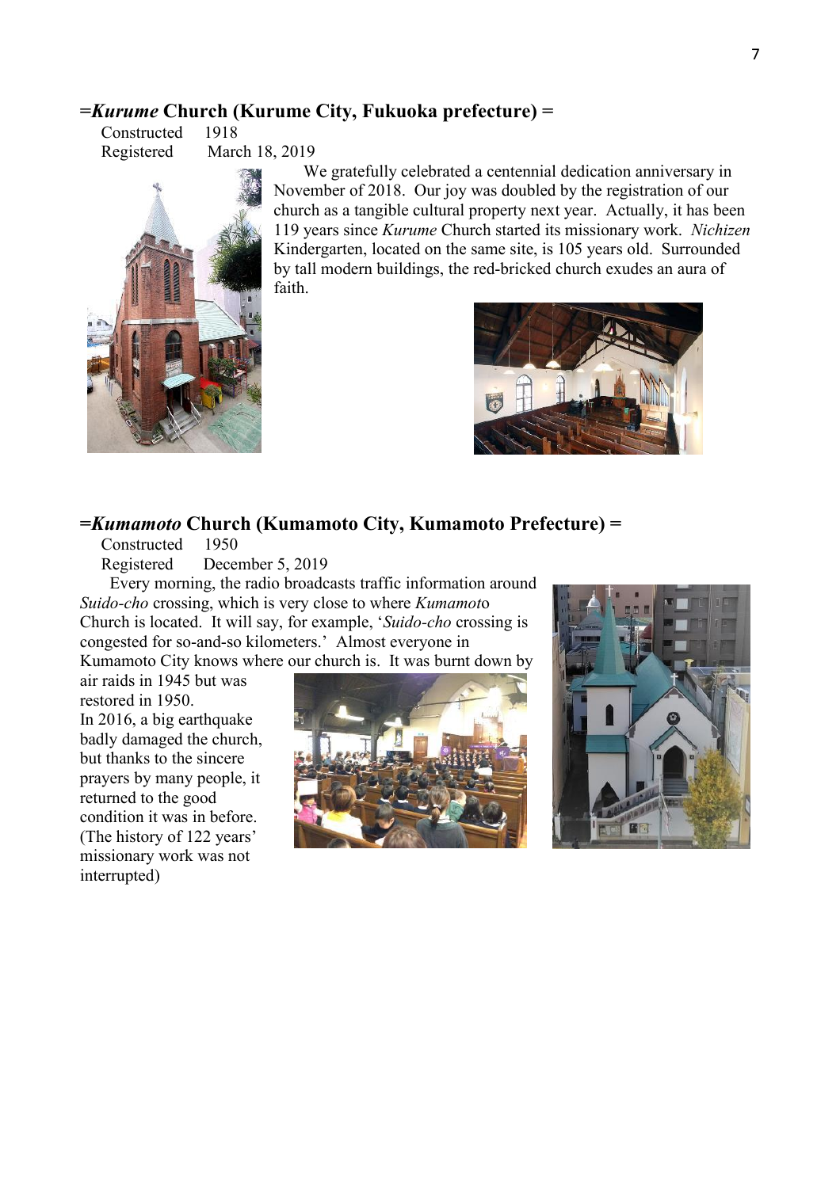## =*Kurume* Church (Kurume City, Fukuoka prefecture) =

Constructed 1918
Registered March 18, 2019

We gratefully celebrated a centennial dedication anniversary in November of 2018. Our joy was doubled by the registration of our church as a tangible cultural property next year. Actually, it has been 119 years since *Kurume* Church started its missionary work. *Nichizen* Kindergarten, located on the same site, is 105 years old. Surrounded by tall modern buildings, the red-bricked church exudes an aura of faith.

## =*Kumamoto* Church (Kumamoto City, Kumamoto Prefecture) =

Constructed 1950
Registered December 5, 2019

Every morning, the radio broadcasts traffic information around *Suido-cho* crossing, which is very close to where *Kumamoto* Church is located. It will say, for example, '*Suido-cho* crossing is congested for so-and-so kilometers.' Almost everyone in Kumamoto City knows where our church is. It was burnt down by air raids in 1945 but was restored in 1950.
In 2016, a big earthquake badly damaged the church, but thanks to the sincere prayers by many people, it returned to the good condition it was in before. (The history of 122 years' missionary work was not interrupted)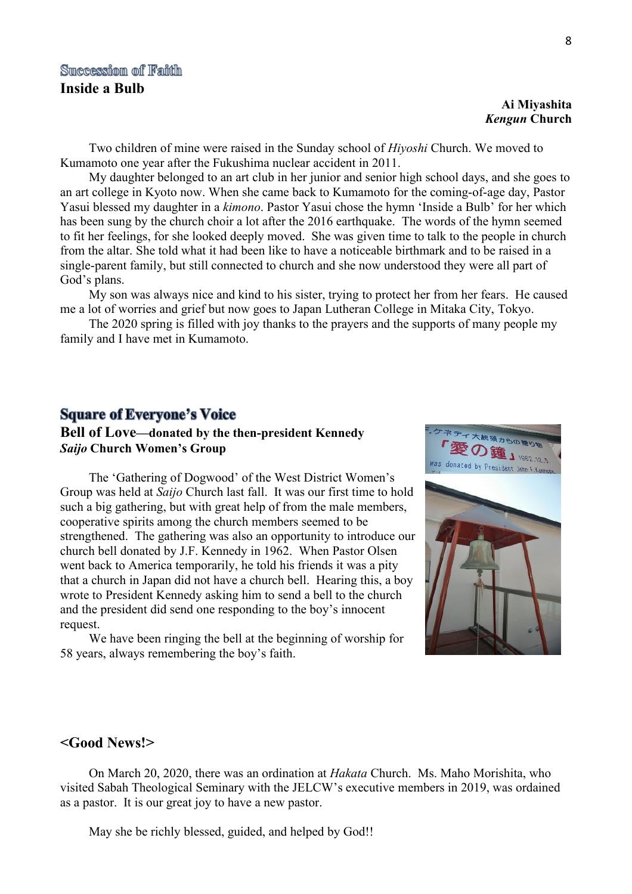## Succession of Faith

### Inside a Bulb

**Ai Miyashita**
***Kengun* Church**

Two children of mine were raised in the Sunday school of *Hiyoshi* Church. We moved to Kumamoto one year after the Fukushima nuclear accident in 2011.

My daughter belonged to an art club in her junior and senior high school days, and she goes to an art college in Kyoto now. When she came back to Kumamoto for the coming-of-age day, Pastor Yasui blessed my daughter in a *kimono*. Pastor Yasui chose the hymn 'Inside a Bulb' for her which has been sung by the church choir a lot after the 2016 earthquake. The words of the hymn seemed to fit her feelings, for she looked deeply moved. She was given time to talk to the people in church from the altar. She told what it had been like to have a noticeable birthmark and to be raised in a single-parent family, but still connected to church and she now understood they were all part of God's plans.

My son was always nice and kind to his sister, trying to protect her from her fears. He caused me a lot of worries and grief but now goes to Japan Lutheran College in Mitaka City, Tokyo.

The 2020 spring is filled with joy thanks to the prayers and the supports of many people my family and I have met in Kumamoto.

## Square of Everyone's Voice

### Bell of Love—donated by the then-president Kennedy

***Saijo* Church Women's Group**

The 'Gathering of Dogwood' of the West District Women's Group was held at *Saijo* Church last fall. It was our first time to hold such a big gathering, but with great help of from the male members, cooperative spirits among the church members seemed to be strengthened. The gathering was also an opportunity to introduce our church bell donated by J.F. Kennedy in 1962. When Pastor Olsen went back to America temporarily, he told his friends it was a pity that a church in Japan did not have a church bell. Hearing this, a boy wrote to President Kennedy asking him to send a bell to the church and the president did send one responding to the boy's innocent request.

We have been ringing the bell at the beginning of worship for 58 years, always remembering the boy's faith.

### <Good News!>

On March 20, 2020, there was an ordination at *Hakata* Church. Ms. Maho Morishita, who visited Sabah Theological Seminary with the JELCW's executive members in 2019, was ordained as a pastor. It is our great joy to have a new pastor.

May she be richly blessed, guided, and helped by God!!